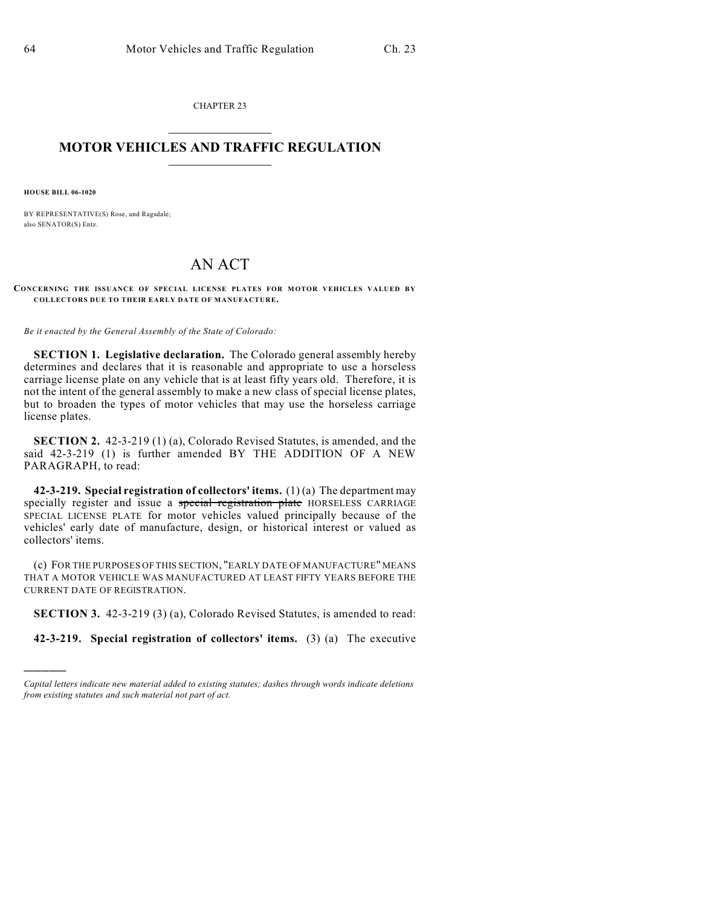CHAPTER 23

# MOTOR VEHICLES AND TRAFFIC REGULATION

**HOUSE BILL 06-1020**

BY REPRESENTATIVE(S) Rose, and Ragsdale;
also SENATOR(S) Entz.

## AN ACT

**CONCERNING THE ISSUANCE OF SPECIAL LICENSE PLATES FOR MOTOR VEHICLES VALUED BY COLLECTORS DUE TO THEIR EARLY DATE OF MANUFACTURE.**

*Be it enacted by the General Assembly of the State of Colorado:*

**SECTION 1. Legislative declaration.** The Colorado general assembly hereby determines and declares that it is reasonable and appropriate to use a horseless carriage license plate on any vehicle that is at least fifty years old. Therefore, it is not the intent of the general assembly to make a new class of special license plates, but to broaden the types of motor vehicles that may use the horseless carriage license plates.

**SECTION 2.** 42-3-219 (1) (a), Colorado Revised Statutes, is amended, and the said 42-3-219 (1) is further amended BY THE ADDITION OF A NEW PARAGRAPH, to read:

**42-3-219. Special registration of collectors' items.** (1) (a) The department may specially register and issue a ~~special registration plate~~ HORSELESS CARRIAGE SPECIAL LICENSE PLATE for motor vehicles valued principally because of the vehicles' early date of manufacture, design, or historical interest or valued as collectors' items.

(c) FOR THE PURPOSES OF THIS SECTION, "EARLY DATE OF MANUFACTURE" MEANS THAT A MOTOR VEHICLE WAS MANUFACTURED AT LEAST FIFTY YEARS BEFORE THE CURRENT DATE OF REGISTRATION.

**SECTION 3.** 42-3-219 (3) (a), Colorado Revised Statutes, is amended to read:

**42-3-219. Special registration of collectors' items.** (3) (a) The executive

---

*Capital letters indicate new material added to existing statutes; dashes through words indicate deletions from existing statutes and such material not part of act.*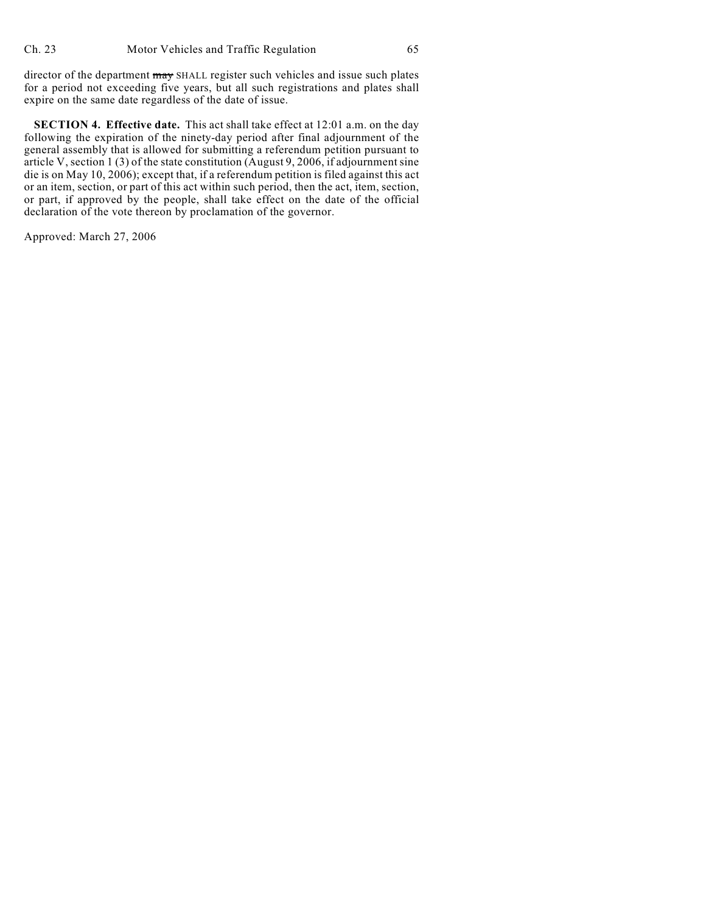director of the department ~~may~~ SHALL register such vehicles and issue such plates for a period not exceeding five years, but all such registrations and plates shall expire on the same date regardless of the date of issue.

**SECTION 4. Effective date.** This act shall take effect at 12:01 a.m. on the day following the expiration of the ninety-day period after final adjournment of the general assembly that is allowed for submitting a referendum petition pursuant to article V, section 1 (3) of the state constitution (August 9, 2006, if adjournment sine die is on May 10, 2006); except that, if a referendum petition is filed against this act or an item, section, or part of this act within such period, then the act, item, section, or part, if approved by the people, shall take effect on the date of the official declaration of the vote thereon by proclamation of the governor.

Approved: March 27, 2006